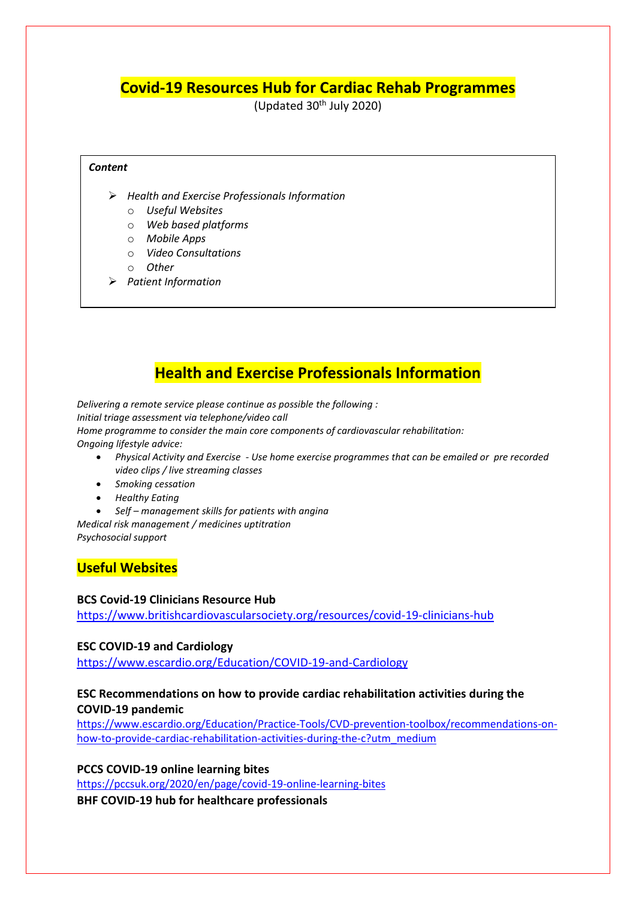# Covid-19 Resources Hub for Cardiac Rehab Programmes

(Updated 30th July 2020)

***Content***

- *Health and Exercise Professionals Information*
  - *Useful Websites*
  - *Web based platforms*
  - *Mobile Apps*
  - *Video Consultations*
  - *Other*
- *Patient Information*

## Health and Exercise Professionals Information

*Delivering a remote service please continue as possible the following :*
*Initial triage assessment via telephone/video call*
*Home programme to consider the main core components of cardiovascular rehabilitation:*
*Ongoing lifestyle advice:*

- *Physical Activity and Exercise - Use home exercise programmes that can be emailed or pre recorded video clips / live streaming classes*
- *Smoking cessation*
- *Healthy Eating*
- *Self – management skills for patients with angina*

*Medical risk management / medicines uptitration*
*Psychosocial support*

### Useful Websites

**BCS Covid-19 Clinicians Resource Hub**
https://www.britishcardiovascularsociety.org/resources/covid-19-clinicians-hub

**ESC COVID-19 and Cardiology**
https://www.escardio.org/Education/COVID-19-and-Cardiology

**ESC Recommendations on how to provide cardiac rehabilitation activities during the COVID-19 pandemic**
https://www.escardio.org/Education/Practice-Tools/CVD-prevention-toolbox/recommendations-on-how-to-provide-cardiac-rehabilitation-activities-during-the-c?utm_medium

**PCCS COVID-19 online learning bites**
https://pccsuk.org/2020/en/page/covid-19-online-learning-bites

**BHF COVID-19 hub for healthcare professionals**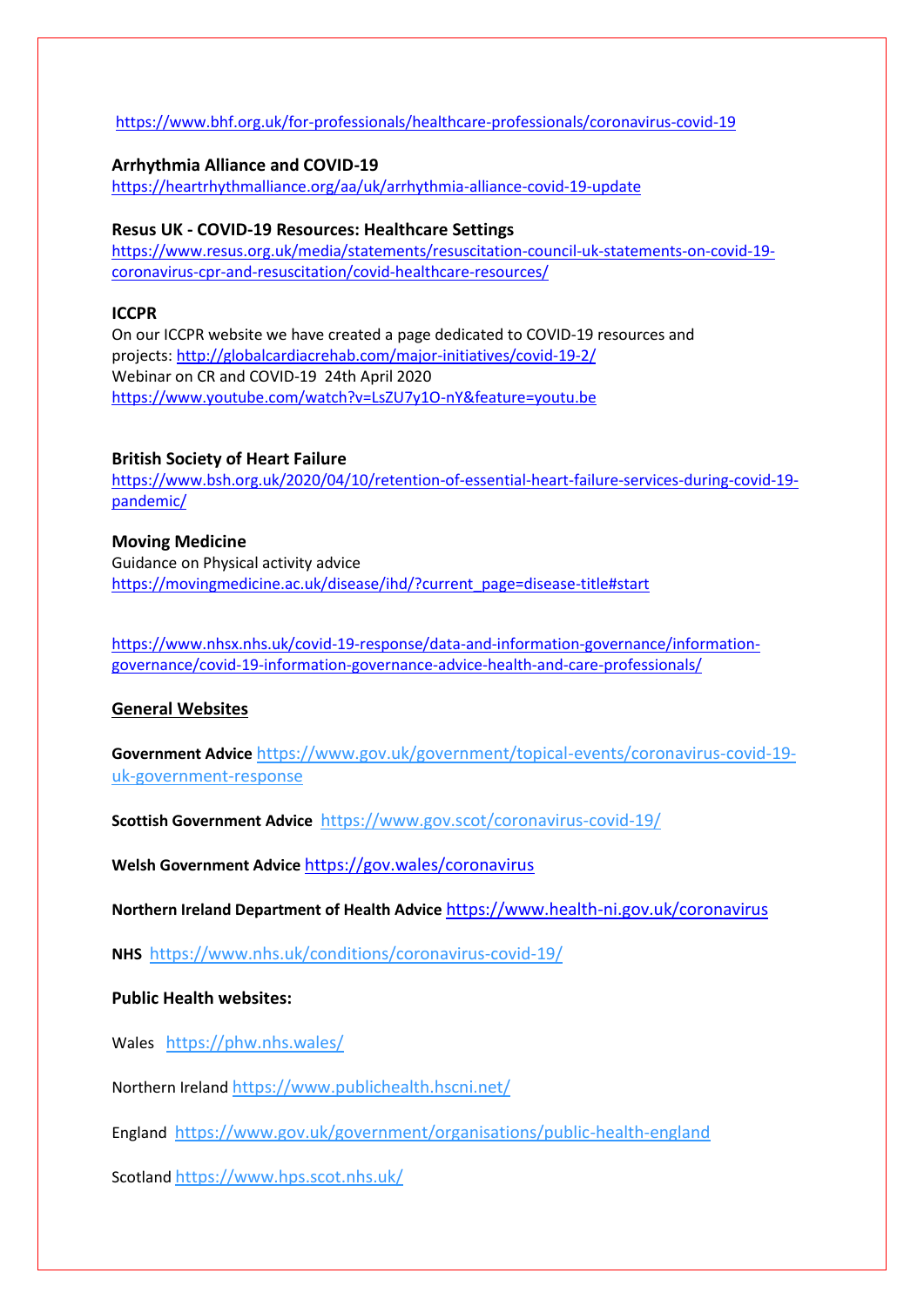https://www.bhf.org.uk/for-professionals/healthcare-professionals/coronavirus-covid-19

**Arrhythmia Alliance and COVID-19**
https://heartrhythmalliance.org/aa/uk/arrhythmia-alliance-covid-19-update

**Resus UK - COVID-19 Resources: Healthcare Settings**
https://www.resus.org.uk/media/statements/resuscitation-council-uk-statements-on-covid-19-coronavirus-cpr-and-resuscitation/covid-healthcare-resources/

**ICCPR**
On our ICCPR website we have created a page dedicated to COVID-19 resources and projects: http://globalcardiacrehab.com/major-initiatives/covid-19-2/
Webinar on CR and COVID-19 24th April 2020
https://www.youtube.com/watch?v=LsZU7y1O-nY&feature=youtu.be

**British Society of Heart Failure**
https://www.bsh.org.uk/2020/04/10/retention-of-essential-heart-failure-services-during-covid-19-pandemic/

**Moving Medicine**
Guidance on Physical activity advice
https://movingmedicine.ac.uk/disease/ihd/?current_page=disease-title#start

https://www.nhsx.nhs.uk/covid-19-response/data-and-information-governance/information-governance/covid-19-information-governance-advice-health-and-care-professionals/

## General Websites

**Government Advice** https://www.gov.uk/government/topical-events/coronavirus-covid-19-uk-government-response

**Scottish Government Advice** https://www.gov.scot/coronavirus-covid-19/

**Welsh Government Advice** https://gov.wales/coronavirus

**Northern Ireland Department of Health Advice** https://www.health-ni.gov.uk/coronavirus

**NHS** https://www.nhs.uk/conditions/coronavirus-covid-19/

**Public Health websites:**

Wales https://phw.nhs.wales/

Northern Ireland https://www.publichealth.hscni.net/

England https://www.gov.uk/government/organisations/public-health-england

Scotland https://www.hps.scot.nhs.uk/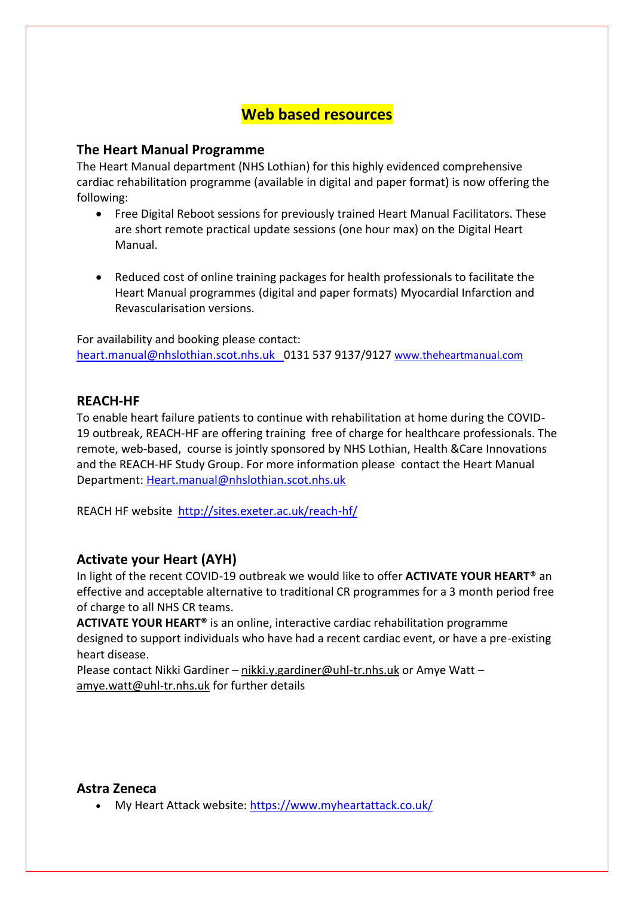# Web based resources

## The Heart Manual Programme

The Heart Manual department (NHS Lothian) for this highly evidenced comprehensive cardiac rehabilitation programme (available in digital and paper format) is now offering the following:

- Free Digital Reboot sessions for previously trained Heart Manual Facilitators. These are short remote practical update sessions (one hour max) on the Digital Heart Manual.

- Reduced cost of online training packages for health professionals to facilitate the Heart Manual programmes (digital and paper formats) Myocardial Infarction and Revascularisation versions.

For availability and booking please contact:
heart.manual@nhslothian.scot.nhs.uk 0131 537 9137/9127 www.theheartmanual.com

## REACH-HF

To enable heart failure patients to continue with rehabilitation at home during the COVID-19 outbreak, REACH-HF are offering training free of charge for healthcare professionals. The remote, web-based, course is jointly sponsored by NHS Lothian, Health &Care Innovations and the REACH-HF Study Group. For more information please contact the Heart Manual Department: Heart.manual@nhslothian.scot.nhs.uk

REACH HF website http://sites.exeter.ac.uk/reach-hf/

## Activate your Heart (AYH)

In light of the recent COVID-19 outbreak we would like to offer **ACTIVATE YOUR HEART®** an effective and acceptable alternative to traditional CR programmes for a 3 month period free of charge to all NHS CR teams.

**ACTIVATE YOUR HEART®** is an online, interactive cardiac rehabilitation programme designed to support individuals who have had a recent cardiac event, or have a pre-existing heart disease.

Please contact Nikki Gardiner – nikki.y.gardiner@uhl-tr.nhs.uk or Amye Watt – amye.watt@uhl-tr.nhs.uk for further details

## Astra Zeneca

- My Heart Attack website: https://www.myheartattack.co.uk/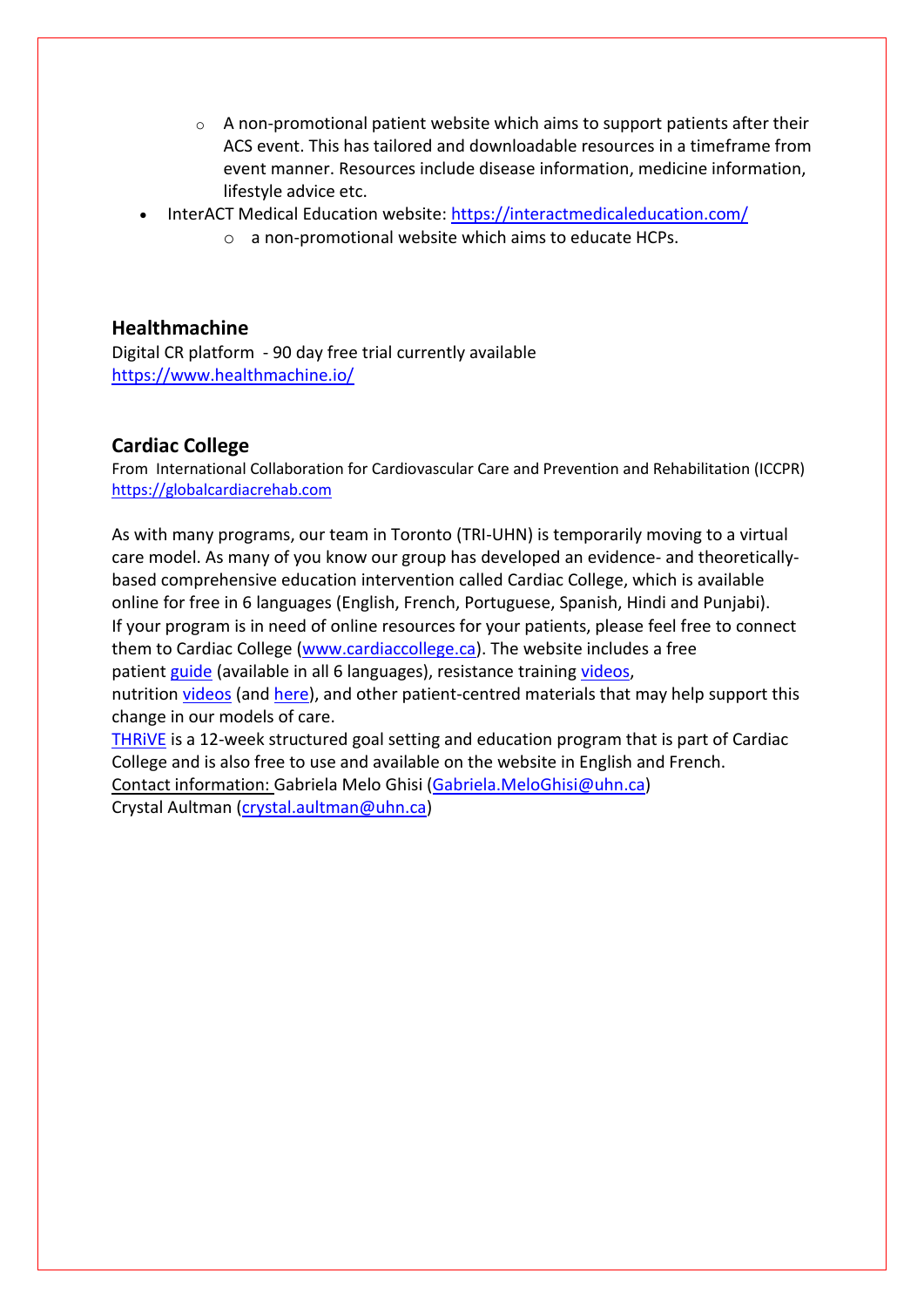- A non-promotional patient website which aims to support patients after their ACS event. This has tailored and downloadable resources in a timeframe from event manner. Resources include disease information, medicine information, lifestyle advice etc.
- InterACT Medical Education website: [https://interactmedicaleducation.com/](https://interactmedicaleducation.com/)
    - a non-promotional website which aims to educate HCPs.

### Healthmachine

Digital CR platform - 90 day free trial currently available
[https://www.healthmachine.io/](https://www.healthmachine.io/)

### Cardiac College

From International Collaboration for Cardiovascular Care and Prevention and Rehabilitation (ICCPR)
[https://globalcardiacrehab.com](https://globalcardiacrehab.com)

As with many programs, our team in Toronto (TRI-UHN) is temporarily moving to a virtual care model. As many of you know our group has developed an evidence- and theoretically-based comprehensive education intervention called Cardiac College, which is available online for free in 6 languages (English, French, Portuguese, Spanish, Hindi and Punjabi). If your program is in need of online resources for your patients, please feel free to connect them to Cardiac College ([www.cardiaccollege.ca](www.cardiaccollege.ca)). The website includes a free patient guide (available in all 6 languages), resistance training videos, nutrition videos (and here), and other patient-centred materials that may help support this change in our models of care.
THRiVE is a 12-week structured goal setting and education program that is part of Cardiac College and is also free to use and available on the website in English and French.
Contact information: Gabriela Melo Ghisi (Gabriela.MeloGhisi@uhn.ca)
Crystal Aultman (crystal.aultman@uhn.ca)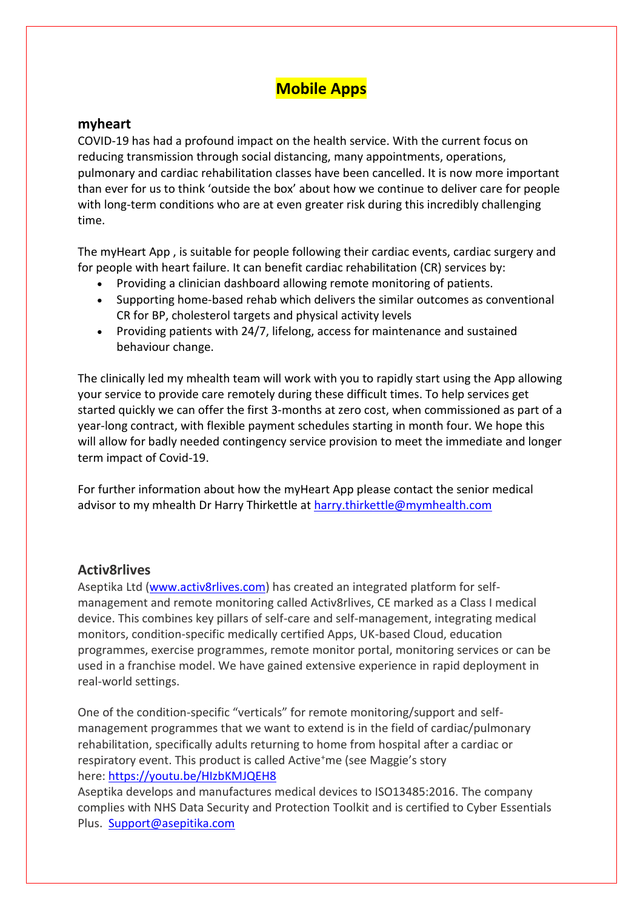# Mobile Apps

## myheart

COVID-19 has had a profound impact on the health service. With the current focus on reducing transmission through social distancing, many appointments, operations, pulmonary and cardiac rehabilitation classes have been cancelled. It is now more important than ever for us to think 'outside the box' about how we continue to deliver care for people with long-term conditions who are at even greater risk during this incredibly challenging time.

The myHeart App , is suitable for people following their cardiac events, cardiac surgery and for people with heart failure. It can benefit cardiac rehabilitation (CR) services by:

- Providing a clinician dashboard allowing remote monitoring of patients.
- Supporting home-based rehab which delivers the similar outcomes as conventional CR for BP, cholesterol targets and physical activity levels
- Providing patients with 24/7, lifelong, access for maintenance and sustained behaviour change.

The clinically led my mhealth team will work with you to rapidly start using the App allowing your service to provide care remotely during these difficult times. To help services get started quickly we can offer the first 3-months at zero cost, when commissioned as part of a year-long contract, with flexible payment schedules starting in month four. We hope this will allow for badly needed contingency service provision to meet the immediate and longer term impact of Covid-19.

For further information about how the myHeart App please contact the senior medical advisor to my mhealth Dr Harry Thirkettle at harry.thirkettle@mymhealth.com

## Activ8rlives

Aseptika Ltd (www.activ8rlives.com) has created an integrated platform for self-management and remote monitoring called Activ8rlives, CE marked as a Class I medical device. This combines key pillars of self-care and self-management, integrating medical monitors, condition-specific medically certified Apps, UK-based Cloud, education programmes, exercise programmes, remote monitor portal, monitoring services or can be used in a franchise model. We have gained extensive experience in rapid deployment in real-world settings.

One of the condition-specific "verticals" for remote monitoring/support and self-management programmes that we want to extend is in the field of cardiac/pulmonary rehabilitation, specifically adults returning to home from hospital after a cardiac or respiratory event. This product is called Active⁺me (see Maggie's story here: https://youtu.be/HIzbKMJQEH8

Aseptika develops and manufactures medical devices to ISO13485:2016. The company complies with NHS Data Security and Protection Toolkit and is certified to Cyber Essentials Plus. Support@asepitika.com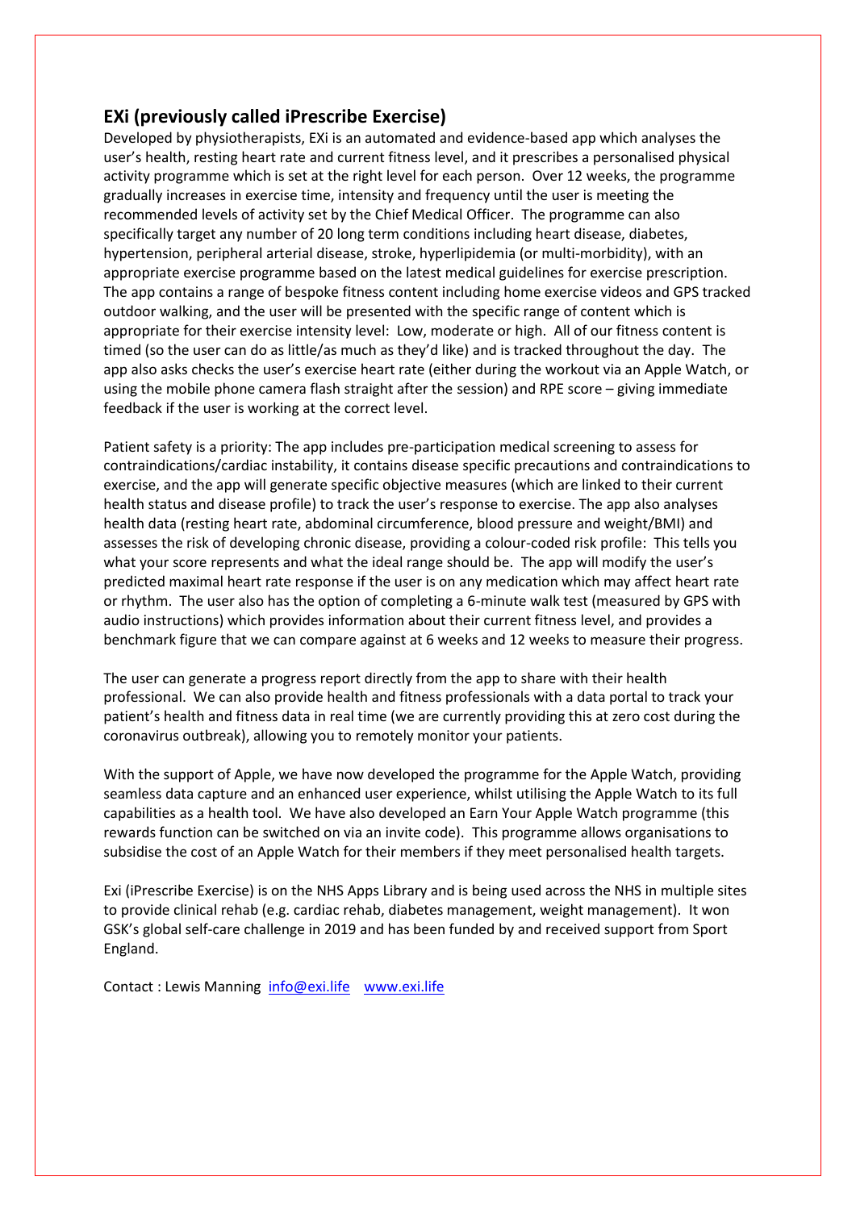## EXi (previously called iPrescribe Exercise)

Developed by physiotherapists, EXi is an automated and evidence-based app which analyses the user's health, resting heart rate and current fitness level, and it prescribes a personalised physical activity programme which is set at the right level for each person. Over 12 weeks, the programme gradually increases in exercise time, intensity and frequency until the user is meeting the recommended levels of activity set by the Chief Medical Officer. The programme can also specifically target any number of 20 long term conditions including heart disease, diabetes, hypertension, peripheral arterial disease, stroke, hyperlipidemia (or multi-morbidity), with an appropriate exercise programme based on the latest medical guidelines for exercise prescription. The app contains a range of bespoke fitness content including home exercise videos and GPS tracked outdoor walking, and the user will be presented with the specific range of content which is appropriate for their exercise intensity level: Low, moderate or high. All of our fitness content is timed (so the user can do as little/as much as they'd like) and is tracked throughout the day. The app also asks checks the user's exercise heart rate (either during the workout via an Apple Watch, or using the mobile phone camera flash straight after the session) and RPE score – giving immediate feedback if the user is working at the correct level.

Patient safety is a priority: The app includes pre-participation medical screening to assess for contraindications/cardiac instability, it contains disease specific precautions and contraindications to exercise, and the app will generate specific objective measures (which are linked to their current health status and disease profile) to track the user's response to exercise. The app also analyses health data (resting heart rate, abdominal circumference, blood pressure and weight/BMI) and assesses the risk of developing chronic disease, providing a colour-coded risk profile: This tells you what your score represents and what the ideal range should be. The app will modify the user's predicted maximal heart rate response if the user is on any medication which may affect heart rate or rhythm. The user also has the option of completing a 6-minute walk test (measured by GPS with audio instructions) which provides information about their current fitness level, and provides a benchmark figure that we can compare against at 6 weeks and 12 weeks to measure their progress.

The user can generate a progress report directly from the app to share with their health professional. We can also provide health and fitness professionals with a data portal to track your patient's health and fitness data in real time (we are currently providing this at zero cost during the coronavirus outbreak), allowing you to remotely monitor your patients.

With the support of Apple, we have now developed the programme for the Apple Watch, providing seamless data capture and an enhanced user experience, whilst utilising the Apple Watch to its full capabilities as a health tool. We have also developed an Earn Your Apple Watch programme (this rewards function can be switched on via an invite code). This programme allows organisations to subsidise the cost of an Apple Watch for their members if they meet personalised health targets.

Exi (iPrescribe Exercise) is on the NHS Apps Library and is being used across the NHS in multiple sites to provide clinical rehab (e.g. cardiac rehab, diabetes management, weight management). It won GSK's global self-care challenge in 2019 and has been funded by and received support from Sport England.

Contact : Lewis Manning [info@exi.life](mailto:info@exi.life) [www.exi.life](http://www.exi.life)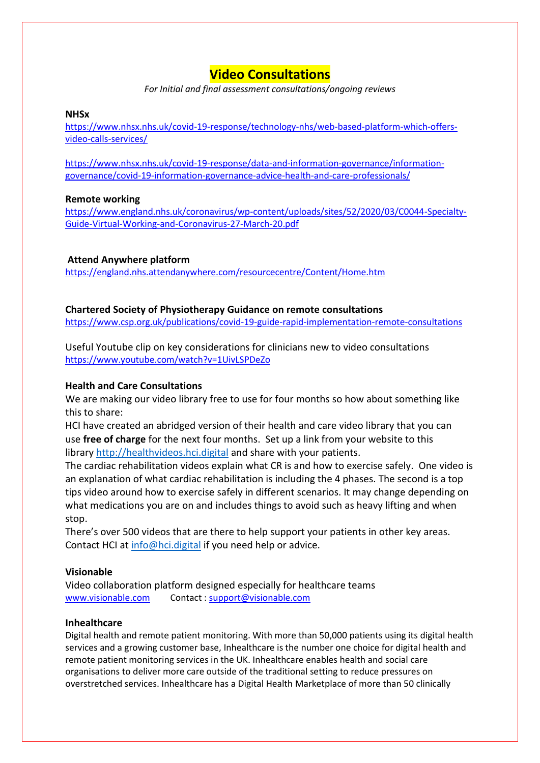# Video Consultations

*For Initial and final assessment consultations/ongoing reviews*

**NHSx**

https://www.nhsx.nhs.uk/covid-19-response/technology-nhs/web-based-platform-which-offers-video-calls-services/

https://www.nhsx.nhs.uk/covid-19-response/data-and-information-governance/information-governance/covid-19-information-governance-advice-health-and-care-professionals/

**Remote working**

https://www.england.nhs.uk/coronavirus/wp-content/uploads/sites/52/2020/03/C0044-Specialty-Guide-Virtual-Working-and-Coronavirus-27-March-20.pdf

**Attend Anywhere platform**

https://england.nhs.attendanywhere.com/resourcecentre/Content/Home.htm

**Chartered Society of Physiotherapy Guidance on remote consultations**

https://www.csp.org.uk/publications/covid-19-guide-rapid-implementation-remote-consultations

Useful Youtube clip on key considerations for clinicians new to video consultations
https://www.youtube.com/watch?v=1UivLSPDeZo

**Health and Care Consultations**

We are making our video library free to use for four months so how about something like this to share:

HCI have created an abridged version of their health and care video library that you can use **free of charge** for the next four months. Set up a link from your website to this library http://healthvideos.hci.digital and share with your patients.

The cardiac rehabilitation videos explain what CR is and how to exercise safely. One video is an explanation of what cardiac rehabilitation is including the 4 phases. The second is a top tips video around how to exercise safely in different scenarios. It may change depending on what medications you are on and includes things to avoid such as heavy lifting and when stop.

There's over 500 videos that are there to help support your patients in other key areas. Contact HCI at info@hci.digital if you need help or advice.

**Visionable**

Video collaboration platform designed especially for healthcare teams
www.visionable.com Contact : support@visionable.com

**Inhealthcare**

Digital health and remote patient monitoring. With more than 50,000 patients using its digital health services and a growing customer base, Inhealthcare is the number one choice for digital health and remote patient monitoring services in the UK. Inhealthcare enables health and social care organisations to deliver more care outside of the traditional setting to reduce pressures on overstretched services. Inhealthcare has a Digital Health Marketplace of more than 50 clinically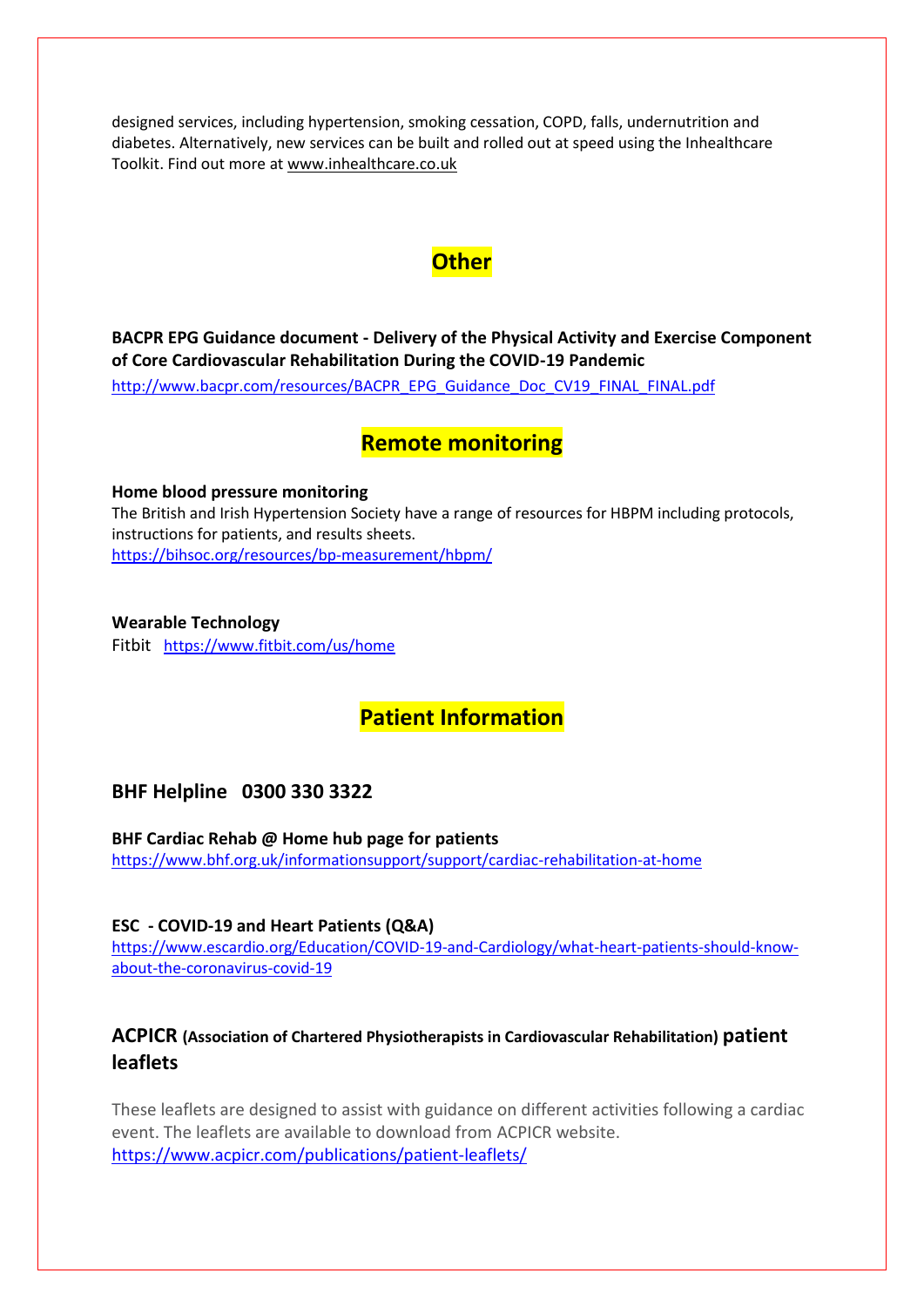designed services, including hypertension, smoking cessation, COPD, falls, undernutrition and diabetes. Alternatively, new services can be built and rolled out at speed using the Inhealthcare Toolkit. Find out more at www.inhealthcare.co.uk

## Other

**BACPR EPG Guidance document - Delivery of the Physical Activity and Exercise Component of Core Cardiovascular Rehabilitation During the COVID-19 Pandemic**

http://www.bacpr.com/resources/BACPR_EPG_Guidance_Doc_CV19_FINAL_FINAL.pdf

## Remote monitoring

**Home blood pressure monitoring**

The British and Irish Hypertension Society have a range of resources for HBPM including protocols, instructions for patients, and results sheets.
https://bihsoc.org/resources/bp-measurement/hbpm/

**Wearable Technology**

Fitbit https://www.fitbit.com/us/home

## Patient Information

### BHF Helpline 0300 330 3322

**BHF Cardiac Rehab @ Home hub page for patients**

https://www.bhf.org.uk/informationsupport/support/cardiac-rehabilitation-at-home

**ESC - COVID-19 and Heart Patients (Q&A)**

https://www.escardio.org/Education/COVID-19-and-Cardiology/what-heart-patients-should-know-about-the-coronavirus-covid-19

### ACPICR (Association of Chartered Physiotherapists in Cardiovascular Rehabilitation) patient leaflets

These leaflets are designed to assist with guidance on different activities following a cardiac event. The leaflets are available to download from ACPICR website.
https://www.acpicr.com/publications/patient-leaflets/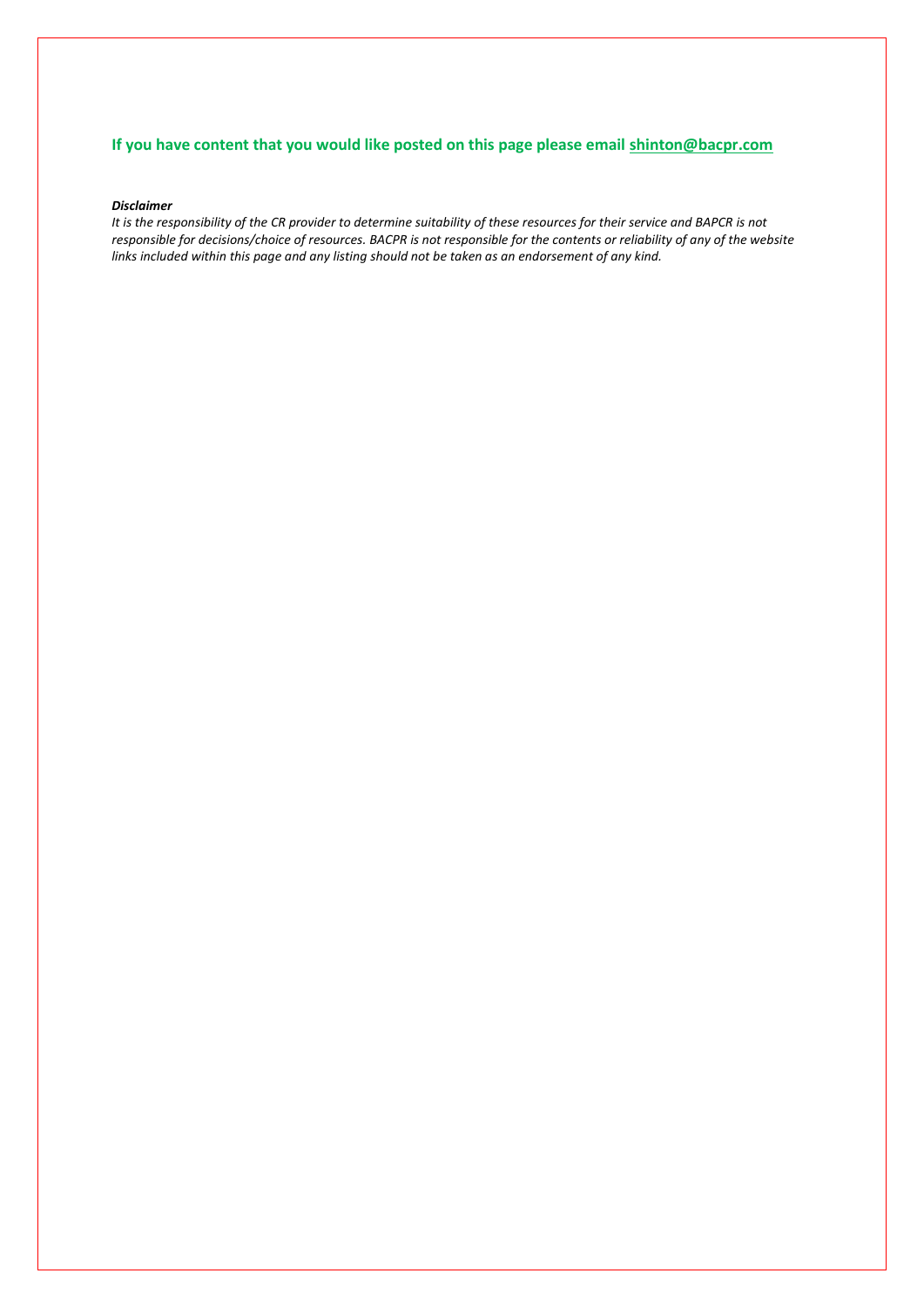**If you have content that you would like posted on this page please email shinton@bacpr.com**

***Disclaimer***

*It is the responsibility of the CR provider to determine suitability of these resources for their service and BAPCR is not responsible for decisions/choice of resources. BACPR is not responsible for the contents or reliability of any of the website links included within this page and any listing should not be taken as an endorsement of any kind.*